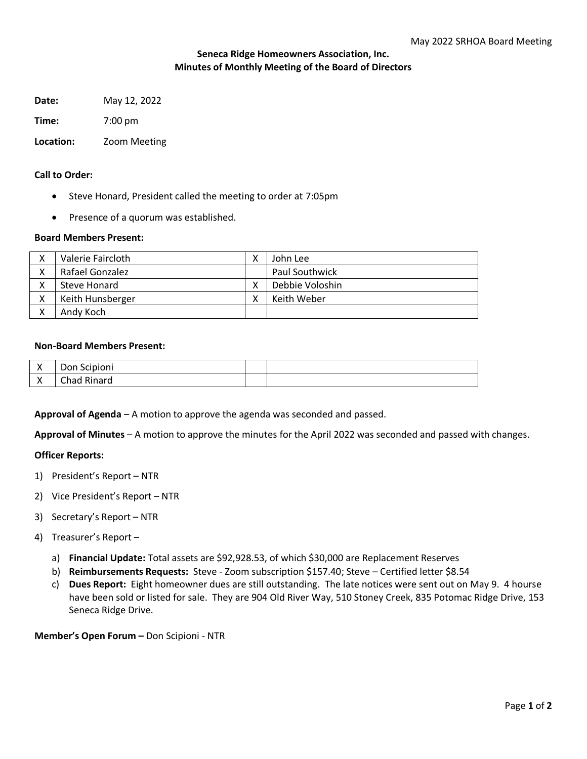**Seneca Ridge Homeowners Association, Inc.**
**Minutes of Monthly Meeting of the Board of Directors**

**Date:** May 12, 2022

**Time:** 7:00 pm

**Location:** Zoom Meeting

**Call to Order:**

- Steve Honard, President called the meeting to order at 7:05pm
- Presence of a quorum was established.

**Board Members Present:**

| | | | |
|---|---|---|---|
| X | Valerie Faircloth | X | John Lee |
| X | Rafael Gonzalez | | Paul Southwick |
| X | Steve Honard | X | Debbie Voloshin |
| X | Keith Hunsberger | X | Keith Weber |
| X | Andy Koch | | |

**Non-Board Members Present:**

| | | | |
|---|---|---|---|
| X | Don Scipioni | | |
| X | Chad Rinard | | |

**Approval of Agenda** – A motion to approve the agenda was seconded and passed.

**Approval of Minutes** – A motion to approve the minutes for the April 2022 was seconded and passed with changes.

**Officer Reports:**

1) President's Report – NTR
2) Vice President's Report – NTR
3) Secretary's Report – NTR
4) Treasurer's Report –
   a) **Financial Update:** Total assets are $92,928.53, of which $30,000 are Replacement Reserves
   b) **Reimbursements Requests:** Steve - Zoom subscription $157.40; Steve – Certified letter $8.54
   c) **Dues Report:** Eight homeowner dues are still outstanding. The late notices were sent out on May 9. 4 hourse have been sold or listed for sale. They are 904 Old River Way, 510 Stoney Creek, 835 Potomac Ridge Drive, 153 Seneca Ridge Drive.

**Member's Open Forum –** Don Scipioni - NTR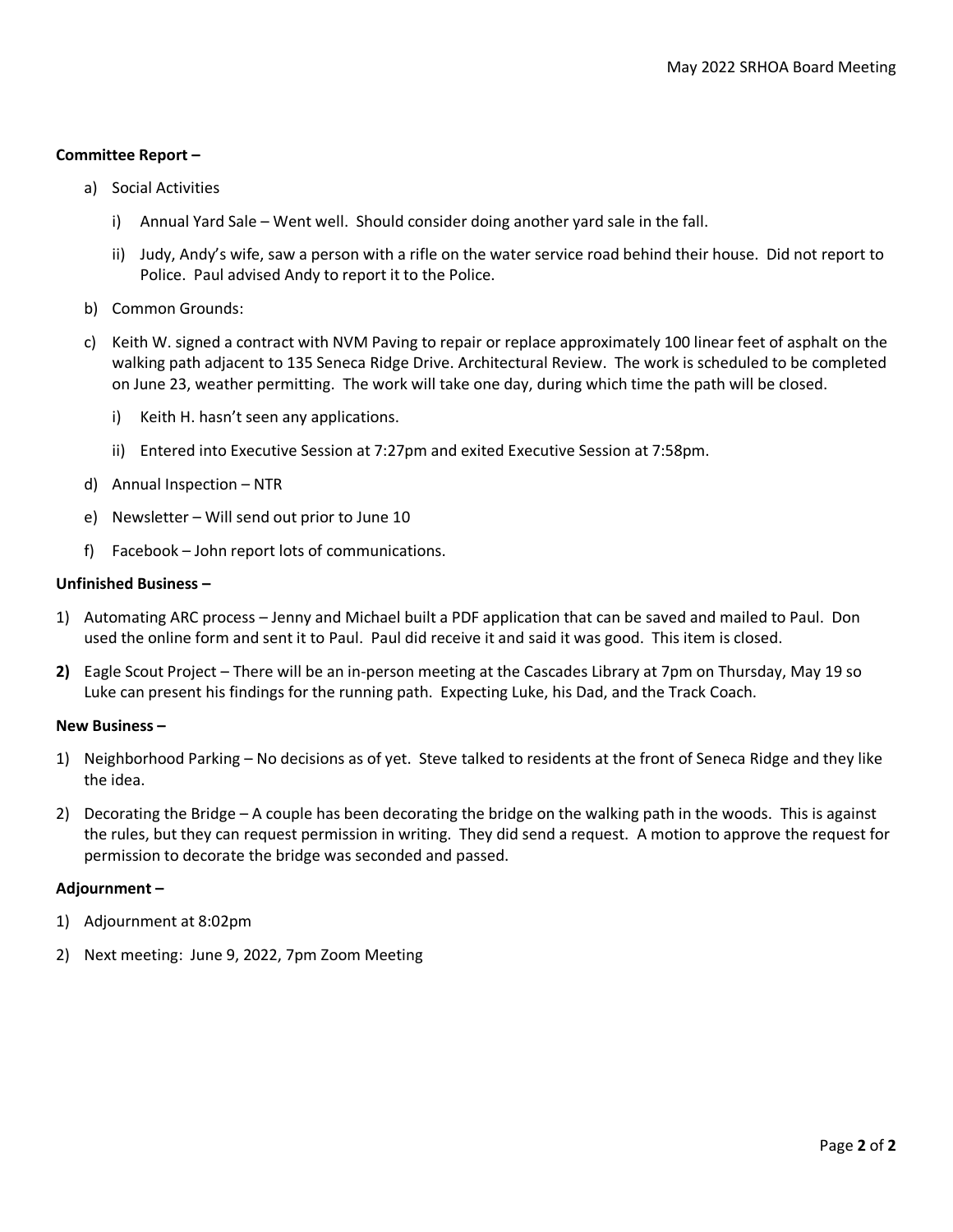**Committee Report –**

a) Social Activities

   i) Annual Yard Sale – Went well. Should consider doing another yard sale in the fall.

   ii) Judy, Andy's wife, saw a person with a rifle on the water service road behind their house. Did not report to Police. Paul advised Andy to report it to the Police.

b) Common Grounds:

c) Keith W. signed a contract with NVM Paving to repair or replace approximately 100 linear feet of asphalt on the walking path adjacent to 135 Seneca Ridge Drive. Architectural Review. The work is scheduled to be completed on June 23, weather permitting. The work will take one day, during which time the path will be closed.

   i) Keith H. hasn't seen any applications.

   ii) Entered into Executive Session at 7:27pm and exited Executive Session at 7:58pm.

d) Annual Inspection – NTR

e) Newsletter – Will send out prior to June 10

f) Facebook – John report lots of communications.

**Unfinished Business –**

1) Automating ARC process – Jenny and Michael built a PDF application that can be saved and mailed to Paul. Don used the online form and sent it to Paul. Paul did receive it and said it was good. This item is closed.

**2)** Eagle Scout Project – There will be an in-person meeting at the Cascades Library at 7pm on Thursday, May 19 so Luke can present his findings for the running path. Expecting Luke, his Dad, and the Track Coach.

**New Business –**

1) Neighborhood Parking – No decisions as of yet. Steve talked to residents at the front of Seneca Ridge and they like the idea.

2) Decorating the Bridge – A couple has been decorating the bridge on the walking path in the woods. This is against the rules, but they can request permission in writing. They did send a request. A motion to approve the request for permission to decorate the bridge was seconded and passed.

**Adjournment –**

1) Adjournment at 8:02pm

2) Next meeting: June 9, 2022, 7pm Zoom Meeting